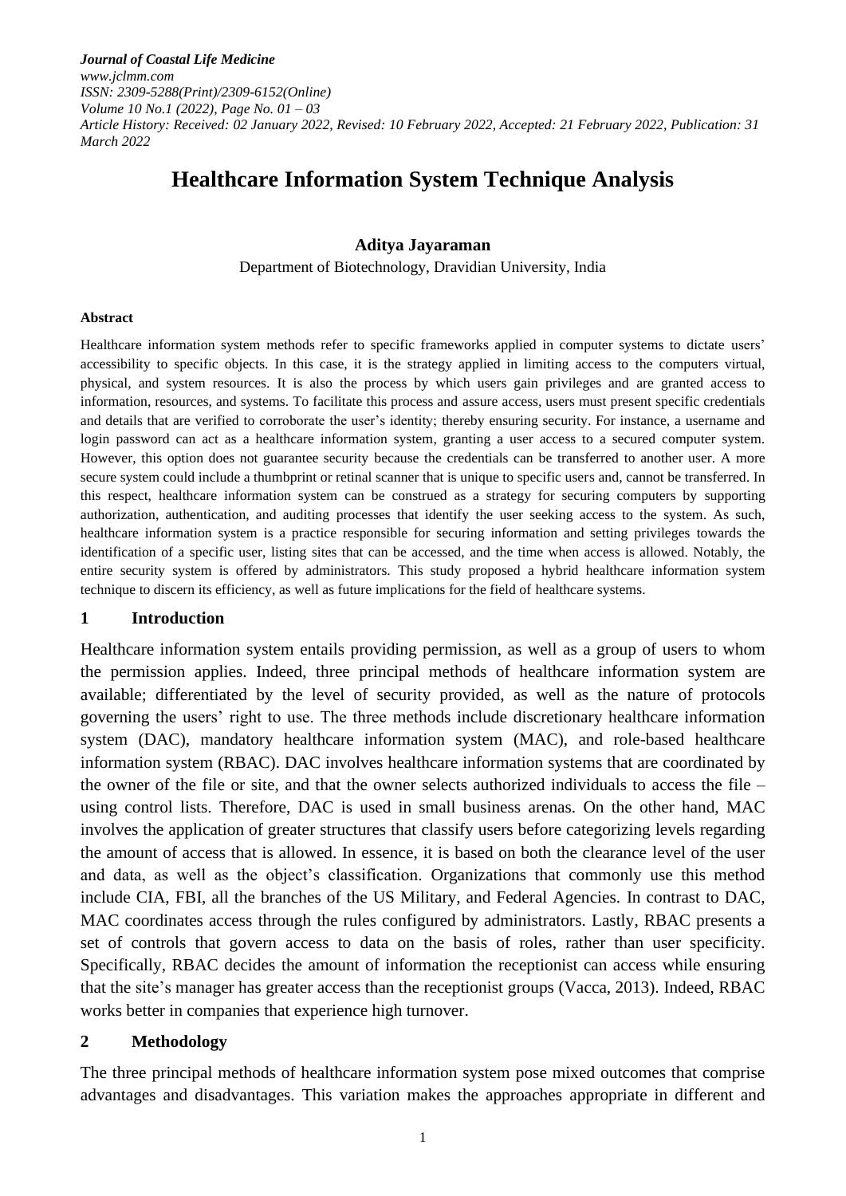# Healthcare Information System Technique Analysis

**Aditya Jayaraman**

Department of Biotechnology, Dravidian University, India

**Abstract**

Healthcare information system methods refer to specific frameworks applied in computer systems to dictate users' accessibility to specific objects. In this case, it is the strategy applied in limiting access to the computers virtual, physical, and system resources. It is also the process by which users gain privileges and are granted access to information, resources, and systems. To facilitate this process and assure access, users must present specific credentials and details that are verified to corroborate the user's identity; thereby ensuring security. For instance, a username and login password can act as a healthcare information system, granting a user access to a secured computer system. However, this option does not guarantee security because the credentials can be transferred to another user. A more secure system could include a thumbprint or retinal scanner that is unique to specific users and, cannot be transferred. In this respect, healthcare information system can be construed as a strategy for securing computers by supporting authorization, authentication, and auditing processes that identify the user seeking access to the system. As such, healthcare information system is a practice responsible for securing information and setting privileges towards the identification of a specific user, listing sites that can be accessed, and the time when access is allowed. Notably, the entire security system is offered by administrators. This study proposed a hybrid healthcare information system technique to discern its efficiency, as well as future implications for the field of healthcare systems.

## 1 Introduction

Healthcare information system entails providing permission, as well as a group of users to whom the permission applies. Indeed, three principal methods of healthcare information system are available; differentiated by the level of security provided, as well as the nature of protocols governing the users' right to use. The three methods include discretionary healthcare information system (DAC), mandatory healthcare information system (MAC), and role-based healthcare information system (RBAC). DAC involves healthcare information systems that are coordinated by the owner of the file or site, and that the owner selects authorized individuals to access the file – using control lists. Therefore, DAC is used in small business arenas. On the other hand, MAC involves the application of greater structures that classify users before categorizing levels regarding the amount of access that is allowed. In essence, it is based on both the clearance level of the user and data, as well as the object's classification. Organizations that commonly use this method include CIA, FBI, all the branches of the US Military, and Federal Agencies. In contrast to DAC, MAC coordinates access through the rules configured by administrators. Lastly, RBAC presents a set of controls that govern access to data on the basis of roles, rather than user specificity. Specifically, RBAC decides the amount of information the receptionist can access while ensuring that the site's manager has greater access than the receptionist groups (Vacca, 2013). Indeed, RBAC works better in companies that experience high turnover.

## 2 Methodology

The three principal methods of healthcare information system pose mixed outcomes that comprise advantages and disadvantages. This variation makes the approaches appropriate in different and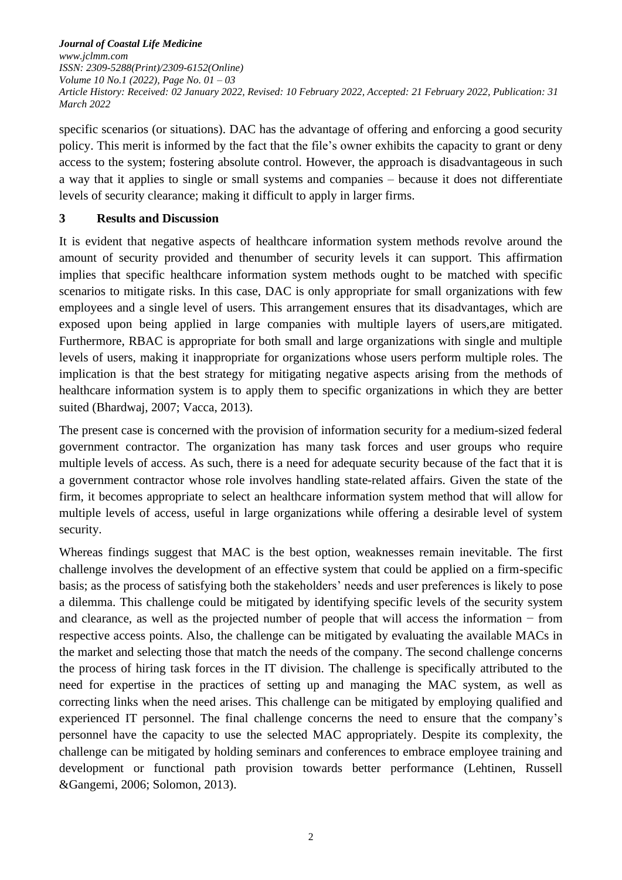specific scenarios (or situations). DAC has the advantage of offering and enforcing a good security policy. This merit is informed by the fact that the file's owner exhibits the capacity to grant or deny access to the system; fostering absolute control. However, the approach is disadvantageous in such a way that it applies to single or small systems and companies – because it does not differentiate levels of security clearance; making it difficult to apply in larger firms.

## 3 Results and Discussion

It is evident that negative aspects of healthcare information system methods revolve around the amount of security provided and thenumber of security levels it can support. This affirmation implies that specific healthcare information system methods ought to be matched with specific scenarios to mitigate risks. In this case, DAC is only appropriate for small organizations with few employees and a single level of users. This arrangement ensures that its disadvantages, which are exposed upon being applied in large companies with multiple layers of users,are mitigated. Furthermore, RBAC is appropriate for both small and large organizations with single and multiple levels of users, making it inappropriate for organizations whose users perform multiple roles. The implication is that the best strategy for mitigating negative aspects arising from the methods of healthcare information system is to apply them to specific organizations in which they are better suited (Bhardwaj, 2007; Vacca, 2013).

The present case is concerned with the provision of information security for a medium-sized federal government contractor. The organization has many task forces and user groups who require multiple levels of access. As such, there is a need for adequate security because of the fact that it is a government contractor whose role involves handling state-related affairs. Given the state of the firm, it becomes appropriate to select an healthcare information system method that will allow for multiple levels of access, useful in large organizations while offering a desirable level of system security.

Whereas findings suggest that MAC is the best option, weaknesses remain inevitable. The first challenge involves the development of an effective system that could be applied on a firm-specific basis; as the process of satisfying both the stakeholders' needs and user preferences is likely to pose a dilemma. This challenge could be mitigated by identifying specific levels of the security system and clearance, as well as the projected number of people that will access the information − from respective access points. Also, the challenge can be mitigated by evaluating the available MACs in the market and selecting those that match the needs of the company. The second challenge concerns the process of hiring task forces in the IT division. The challenge is specifically attributed to the need for expertise in the practices of setting up and managing the MAC system, as well as correcting links when the need arises. This challenge can be mitigated by employing qualified and experienced IT personnel. The final challenge concerns the need to ensure that the company's personnel have the capacity to use the selected MAC appropriately. Despite its complexity, the challenge can be mitigated by holding seminars and conferences to embrace employee training and development or functional path provision towards better performance (Lehtinen, Russell &Gangemi, 2006; Solomon, 2013).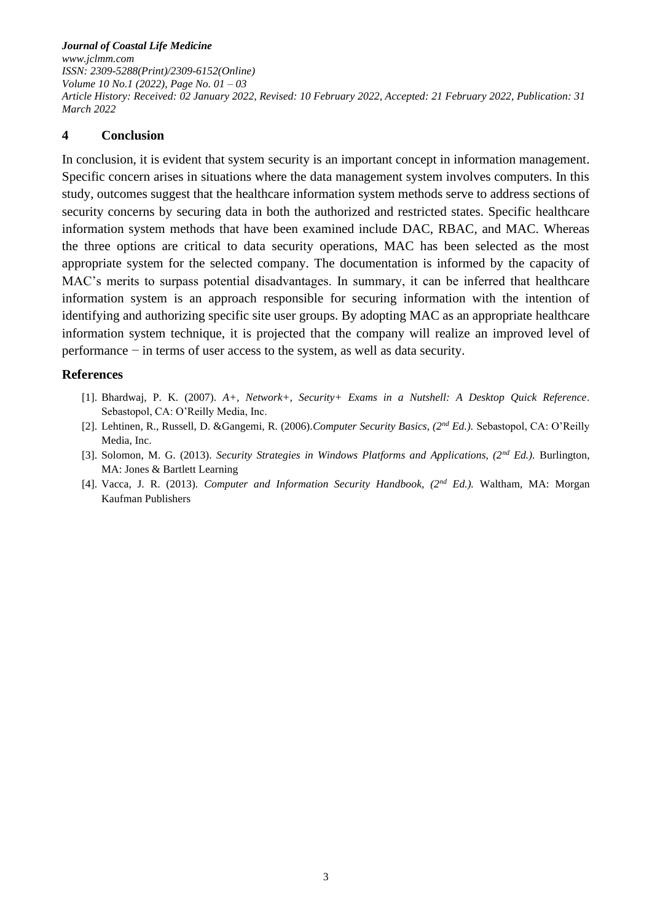## 4 Conclusion

In conclusion, it is evident that system security is an important concept in information management. Specific concern arises in situations where the data management system involves computers. In this study, outcomes suggest that the healthcare information system methods serve to address sections of security concerns by securing data in both the authorized and restricted states. Specific healthcare information system methods that have been examined include DAC, RBAC, and MAC. Whereas the three options are critical to data security operations, MAC has been selected as the most appropriate system for the selected company. The documentation is informed by the capacity of MAC's merits to surpass potential disadvantages. In summary, it can be inferred that healthcare information system is an approach responsible for securing information with the intention of identifying and authorizing specific site user groups. By adopting MAC as an appropriate healthcare information system technique, it is projected that the company will realize an improved level of performance − in terms of user access to the system, as well as data security.

## References

[1]. Bhardwaj, P. K. (2007). *A+, Network+, Security+ Exams in a Nutshell: A Desktop Quick Reference*. Sebastopol, CA: O'Reilly Media, Inc.

[2]. Lehtinen, R., Russell, D. &Gangemi, R. (2006).*Computer Security Basics, (2nd Ed.).* Sebastopol, CA: O'Reilly Media, Inc.

[3]. Solomon, M. G. (2013). *Security Strategies in Windows Platforms and Applications, (2nd Ed.).* Burlington, MA: Jones & Bartlett Learning

[4]. Vacca, J. R. (2013). *Computer and Information Security Handbook, (2nd Ed.).* Waltham, MA: Morgan Kaufman Publishers